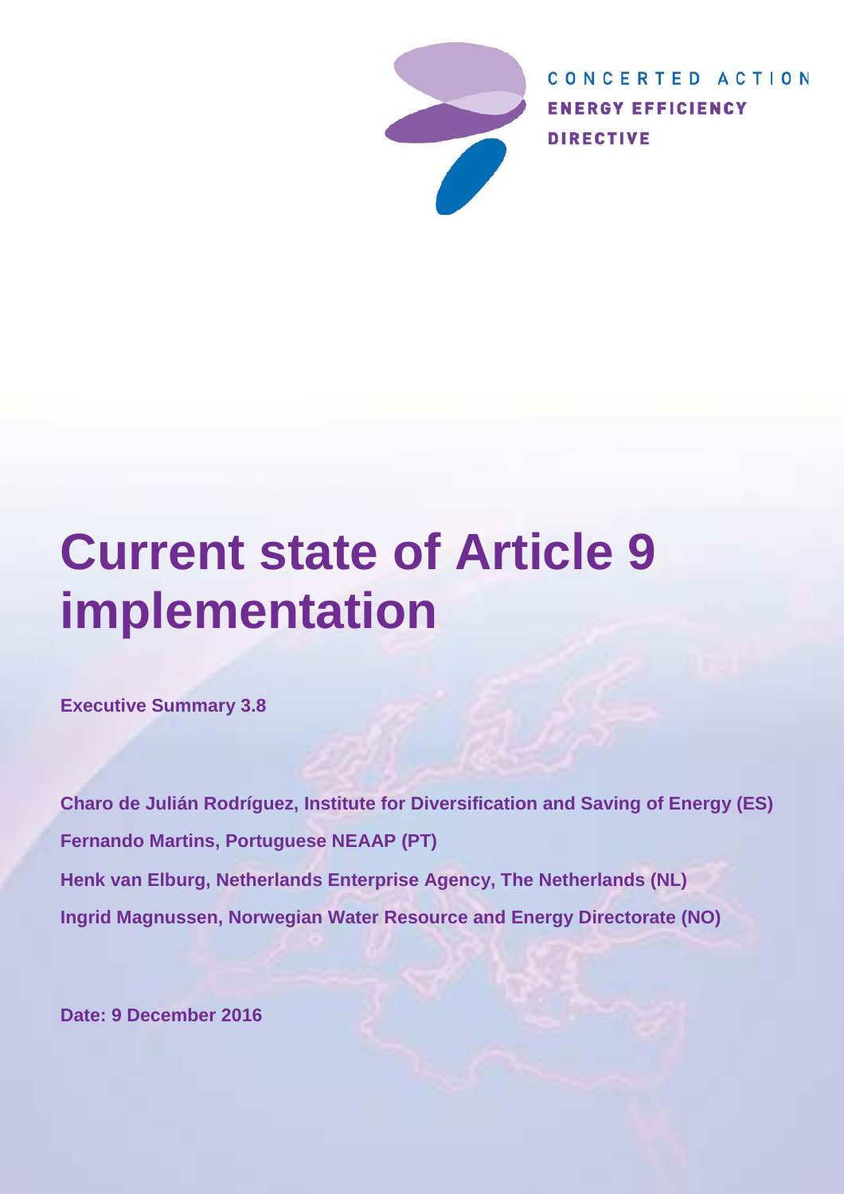CONCERTED ACTION
ENERGY EFFICIENCY
DIRECTIVE

# Current state of Article 9 implementation

**Executive Summary 3.8**

**Charo de Julián Rodríguez, Institute for Diversification and Saving of Energy (ES)**

**Fernando Martins, Portuguese NEAAP (PT)**

**Henk van Elburg, Netherlands Enterprise Agency, The Netherlands (NL)**

**Ingrid Magnussen, Norwegian Water Resource and Energy Directorate (NO)**

**Date: 9 December 2016**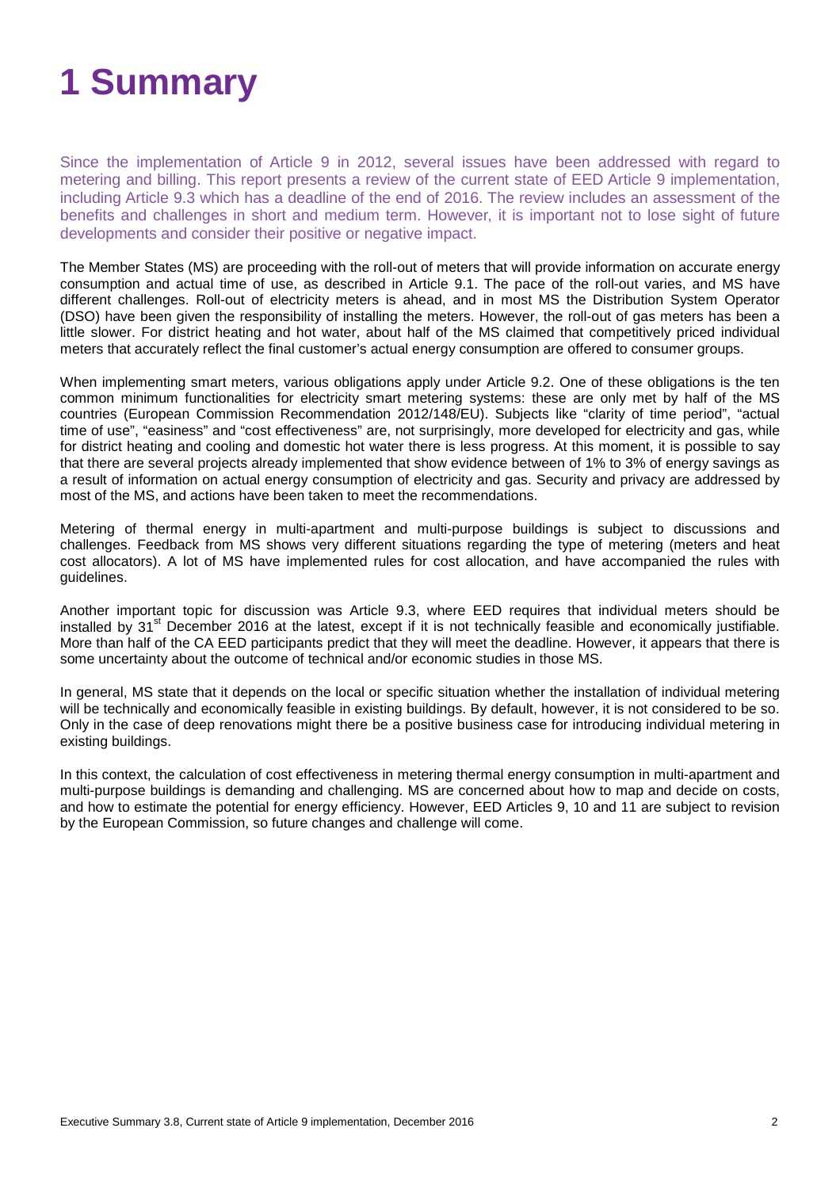# 1 Summary

Since the implementation of Article 9 in 2012, several issues have been addressed with regard to metering and billing. This report presents a review of the current state of EED Article 9 implementation, including Article 9.3 which has a deadline of the end of 2016. The review includes an assessment of the benefits and challenges in short and medium term. However, it is important not to lose sight of future developments and consider their positive or negative impact.

The Member States (MS) are proceeding with the roll-out of meters that will provide information on accurate energy consumption and actual time of use, as described in Article 9.1. The pace of the roll-out varies, and MS have different challenges. Roll-out of electricity meters is ahead, and in most MS the Distribution System Operator (DSO) have been given the responsibility of installing the meters. However, the roll-out of gas meters has been a little slower. For district heating and hot water, about half of the MS claimed that competitively priced individual meters that accurately reflect the final customer's actual energy consumption are offered to consumer groups.

When implementing smart meters, various obligations apply under Article 9.2. One of these obligations is the ten common minimum functionalities for electricity smart metering systems: these are only met by half of the MS countries (European Commission Recommendation 2012/148/EU). Subjects like "clarity of time period", "actual time of use", "easiness" and "cost effectiveness" are, not surprisingly, more developed for electricity and gas, while for district heating and cooling and domestic hot water there is less progress. At this moment, it is possible to say that there are several projects already implemented that show evidence between of 1% to 3% of energy savings as a result of information on actual energy consumption of electricity and gas. Security and privacy are addressed by most of the MS, and actions have been taken to meet the recommendations.

Metering of thermal energy in multi-apartment and multi-purpose buildings is subject to discussions and challenges. Feedback from MS shows very different situations regarding the type of metering (meters and heat cost allocators). A lot of MS have implemented rules for cost allocation, and have accompanied the rules with guidelines.

Another important topic for discussion was Article 9.3, where EED requires that individual meters should be installed by 31st December 2016 at the latest, except if it is not technically feasible and economically justifiable. More than half of the CA EED participants predict that they will meet the deadline. However, it appears that there is some uncertainty about the outcome of technical and/or economic studies in those MS.

In general, MS state that it depends on the local or specific situation whether the installation of individual metering will be technically and economically feasible in existing buildings. By default, however, it is not considered to be so. Only in the case of deep renovations might there be a positive business case for introducing individual metering in existing buildings.

In this context, the calculation of cost effectiveness in metering thermal energy consumption in multi-apartment and multi-purpose buildings is demanding and challenging. MS are concerned about how to map and decide on costs, and how to estimate the potential for energy efficiency. However, EED Articles 9, 10 and 11 are subject to revision by the European Commission, so future changes and challenge will come.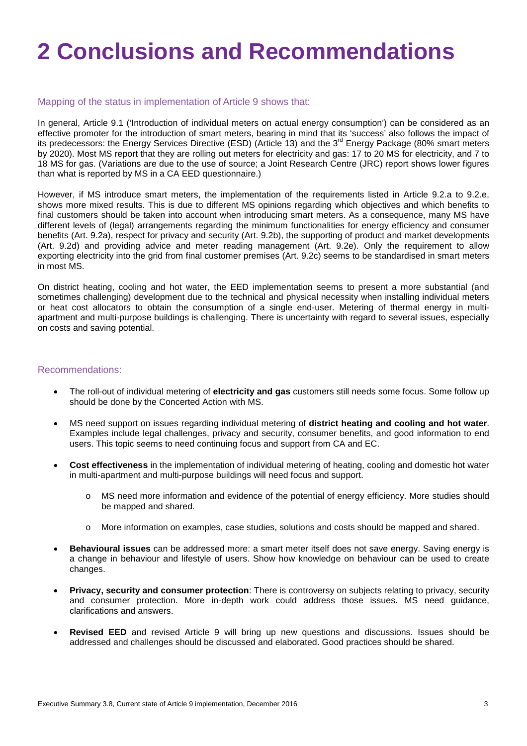# 2 Conclusions and Recommendations

## Mapping of the status in implementation of Article 9 shows that:

In general, Article 9.1 ('Introduction of individual meters on actual energy consumption') can be considered as an effective promoter for the introduction of smart meters, bearing in mind that its 'success' also follows the impact of its predecessors: the Energy Services Directive (ESD) (Article 13) and the 3rd Energy Package (80% smart meters by 2020). Most MS report that they are rolling out meters for electricity and gas: 17 to 20 MS for electricity, and 7 to 18 MS for gas. (Variations are due to the use of source; a Joint Research Centre (JRC) report shows lower figures than what is reported by MS in a CA EED questionnaire.)

However, if MS introduce smart meters, the implementation of the requirements listed in Article 9.2.a to 9.2.e, shows more mixed results. This is due to different MS opinions regarding which objectives and which benefits to final customers should be taken into account when introducing smart meters. As a consequence, many MS have different levels of (legal) arrangements regarding the minimum functionalities for energy efficiency and consumer benefits (Art. 9.2a), respect for privacy and security (Art. 9.2b), the supporting of product and market developments (Art. 9.2d) and providing advice and meter reading management (Art. 9.2e). Only the requirement to allow exporting electricity into the grid from final customer premises (Art. 9.2c) seems to be standardised in smart meters in most MS.

On district heating, cooling and hot water, the EED implementation seems to present a more substantial (and sometimes challenging) development due to the technical and physical necessity when installing individual meters or heat cost allocators to obtain the consumption of a single end-user. Metering of thermal energy in multi-apartment and multi-purpose buildings is challenging. There is uncertainty with regard to several issues, especially on costs and saving potential.

## Recommendations:

- The roll-out of individual metering of **electricity and gas** customers still needs some focus. Some follow up should be done by the Concerted Action with MS.
- MS need support on issues regarding individual metering of **district heating and cooling and hot water**. Examples include legal challenges, privacy and security, consumer benefits, and good information to end users. This topic seems to need continuing focus and support from CA and EC.
- **Cost effectiveness** in the implementation of individual metering of heating, cooling and domestic hot water in multi-apartment and multi-purpose buildings will need focus and support.
    - MS need more information and evidence of the potential of energy efficiency. More studies should be mapped and shared.
    - More information on examples, case studies, solutions and costs should be mapped and shared.
- **Behavioural issues** can be addressed more: a smart meter itself does not save energy. Saving energy is a change in behaviour and lifestyle of users. Show how knowledge on behaviour can be used to create changes.
- **Privacy, security and consumer protection**: There is controversy on subjects relating to privacy, security and consumer protection. More in-depth work could address those issues. MS need guidance, clarifications and answers.
- **Revised EED** and revised Article 9 will bring up new questions and discussions. Issues should be addressed and challenges should be discussed and elaborated. Good practices should be shared.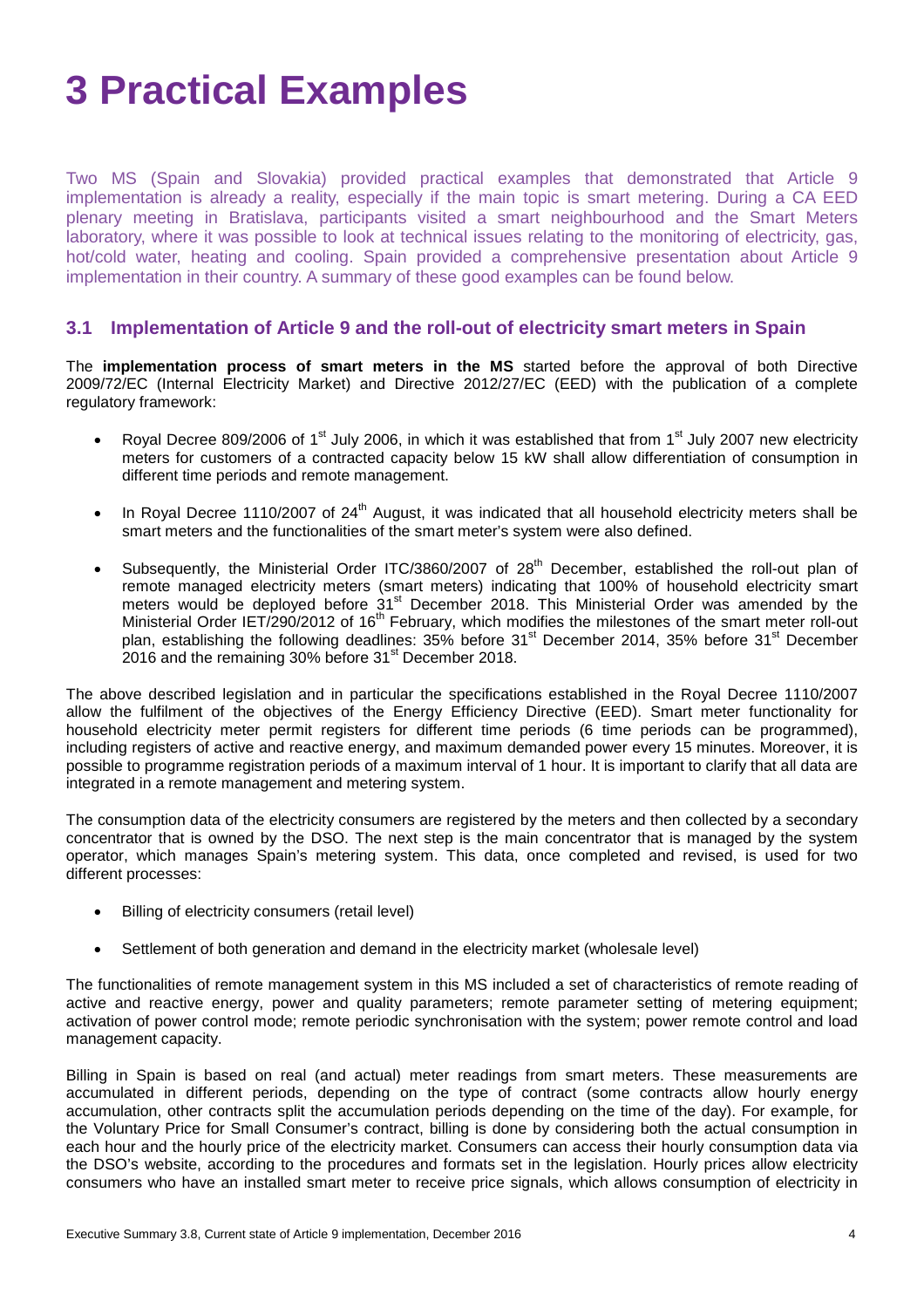# 3 Practical Examples

Two MS (Spain and Slovakia) provided practical examples that demonstrated that Article 9 implementation is already a reality, especially if the main topic is smart metering. During a CA EED plenary meeting in Bratislava, participants visited a smart neighbourhood and the Smart Meters laboratory, where it was possible to look at technical issues relating to the monitoring of electricity, gas, hot/cold water, heating and cooling. Spain provided a comprehensive presentation about Article 9 implementation in their country. A summary of these good examples can be found below.

## 3.1 Implementation of Article 9 and the roll-out of electricity smart meters in Spain

The **implementation process of smart meters in the MS** started before the approval of both Directive 2009/72/EC (Internal Electricity Market) and Directive 2012/27/EC (EED) with the publication of a complete regulatory framework:

- Royal Decree 809/2006 of 1st July 2006, in which it was established that from 1st July 2007 new electricity meters for customers of a contracted capacity below 15 kW shall allow differentiation of consumption in different time periods and remote management.
- In Royal Decree 1110/2007 of 24th August, it was indicated that all household electricity meters shall be smart meters and the functionalities of the smart meter's system were also defined.
- Subsequently, the Ministerial Order ITC/3860/2007 of 28th December, established the roll-out plan of remote managed electricity meters (smart meters) indicating that 100% of household electricity smart meters would be deployed before 31st December 2018. This Ministerial Order was amended by the Ministerial Order IET/290/2012 of 16th February, which modifies the milestones of the smart meter roll-out plan, establishing the following deadlines: 35% before 31st December 2014, 35% before 31st December 2016 and the remaining 30% before 31st December 2018.

The above described legislation and in particular the specifications established in the Royal Decree 1110/2007 allow the fulfilment of the objectives of the Energy Efficiency Directive (EED). Smart meter functionality for household electricity meter permit registers for different time periods (6 time periods can be programmed), including registers of active and reactive energy, and maximum demanded power every 15 minutes. Moreover, it is possible to programme registration periods of a maximum interval of 1 hour. It is important to clarify that all data are integrated in a remote management and metering system.

The consumption data of the electricity consumers are registered by the meters and then collected by a secondary concentrator that is owned by the DSO. The next step is the main concentrator that is managed by the system operator, which manages Spain's metering system. This data, once completed and revised, is used for two different processes:

- Billing of electricity consumers (retail level)
- Settlement of both generation and demand in the electricity market (wholesale level)

The functionalities of remote management system in this MS included a set of characteristics of remote reading of active and reactive energy, power and quality parameters; remote parameter setting of metering equipment; activation of power control mode; remote periodic synchronisation with the system; power remote control and load management capacity.

Billing in Spain is based on real (and actual) meter readings from smart meters. These measurements are accumulated in different periods, depending on the type of contract (some contracts allow hourly energy accumulation, other contracts split the accumulation periods depending on the time of the day). For example, for the Voluntary Price for Small Consumer's contract, billing is done by considering both the actual consumption in each hour and the hourly price of the electricity market. Consumers can access their hourly consumption data via the DSO's website, according to the procedures and formats set in the legislation. Hourly prices allow electricity consumers who have an installed smart meter to receive price signals, which allows consumption of electricity in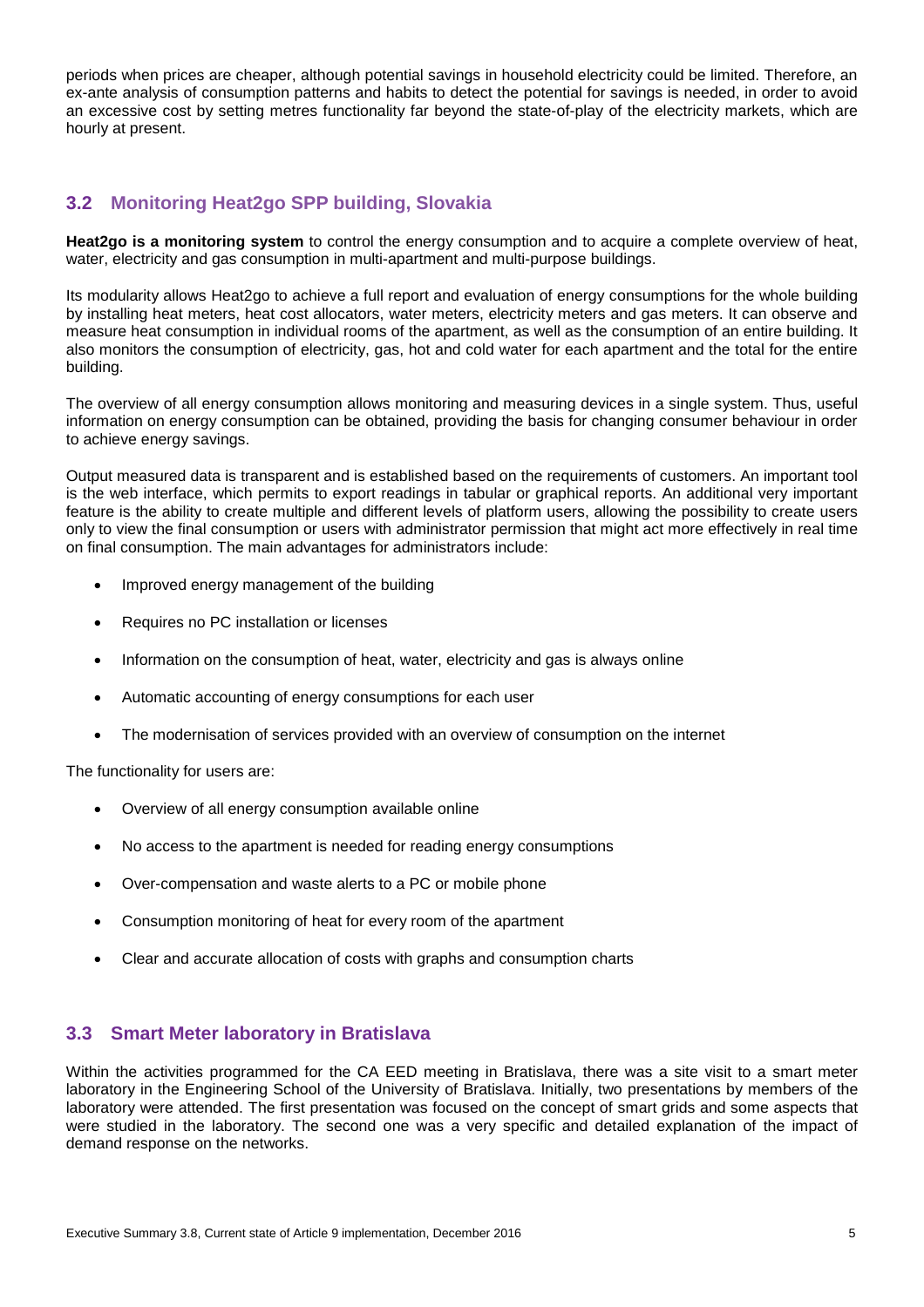periods when prices are cheaper, although potential savings in household electricity could be limited. Therefore, an ex-ante analysis of consumption patterns and habits to detect the potential for savings is needed, in order to avoid an excessive cost by setting metres functionality far beyond the state-of-play of the electricity markets, which are hourly at present.

## 3.2 Monitoring Heat2go SPP building, Slovakia

**Heat2go is a monitoring system** to control the energy consumption and to acquire a complete overview of heat, water, electricity and gas consumption in multi-apartment and multi-purpose buildings.

Its modularity allows Heat2go to achieve a full report and evaluation of energy consumptions for the whole building by installing heat meters, heat cost allocators, water meters, electricity meters and gas meters. It can observe and measure heat consumption in individual rooms of the apartment, as well as the consumption of an entire building. It also monitors the consumption of electricity, gas, hot and cold water for each apartment and the total for the entire building.

The overview of all energy consumption allows monitoring and measuring devices in a single system. Thus, useful information on energy consumption can be obtained, providing the basis for changing consumer behaviour in order to achieve energy savings.

Output measured data is transparent and is established based on the requirements of customers. An important tool is the web interface, which permits to export readings in tabular or graphical reports. An additional very important feature is the ability to create multiple and different levels of platform users, allowing the possibility to create users only to view the final consumption or users with administrator permission that might act more effectively in real time on final consumption. The main advantages for administrators include:

- Improved energy management of the building
- Requires no PC installation or licenses
- Information on the consumption of heat, water, electricity and gas is always online
- Automatic accounting of energy consumptions for each user
- The modernisation of services provided with an overview of consumption on the internet

The functionality for users are:

- Overview of all energy consumption available online
- No access to the apartment is needed for reading energy consumptions
- Over-compensation and waste alerts to a PC or mobile phone
- Consumption monitoring of heat for every room of the apartment
- Clear and accurate allocation of costs with graphs and consumption charts

## 3.3 Smart Meter laboratory in Bratislava

Within the activities programmed for the CA EED meeting in Bratislava, there was a site visit to a smart meter laboratory in the Engineering School of the University of Bratislava. Initially, two presentations by members of the laboratory were attended. The first presentation was focused on the concept of smart grids and some aspects that were studied in the laboratory. The second one was a very specific and detailed explanation of the impact of demand response on the networks.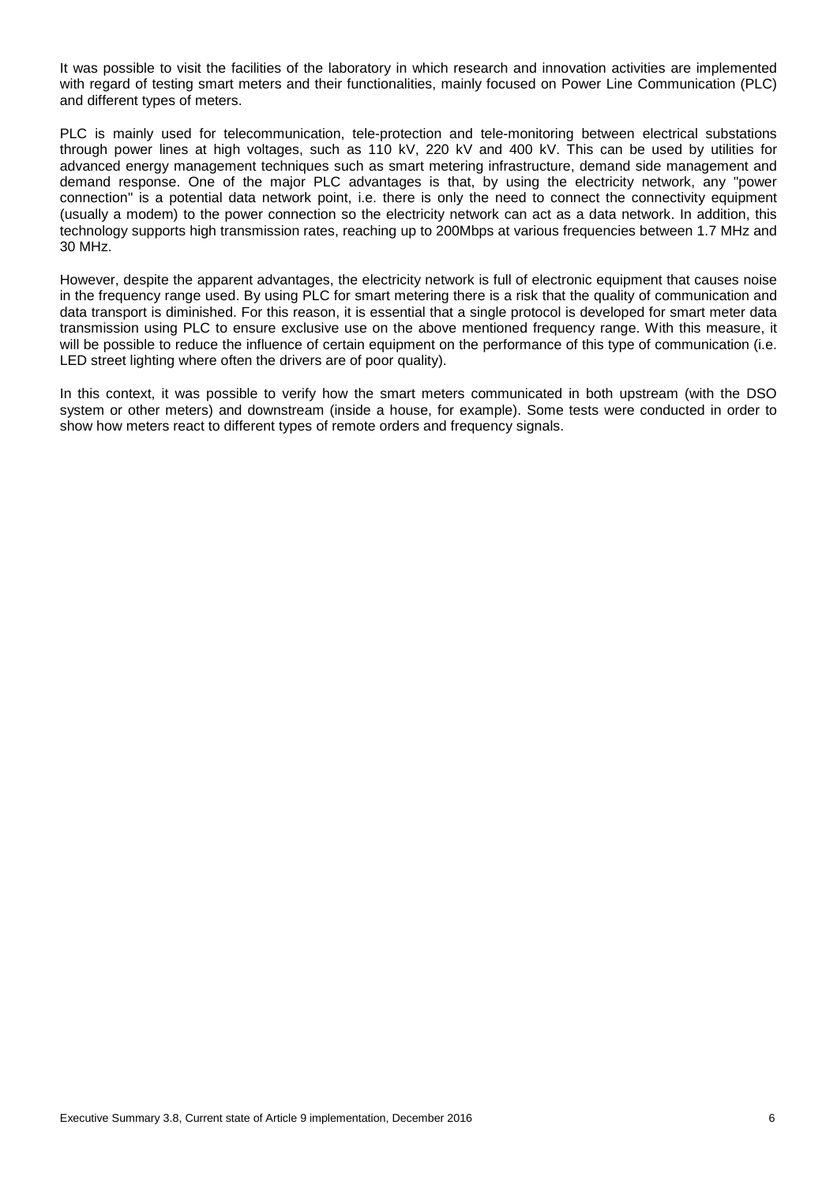It was possible to visit the facilities of the laboratory in which research and innovation activities are implemented with regard of testing smart meters and their functionalities, mainly focused on Power Line Communication (PLC) and different types of meters.

PLC is mainly used for telecommunication, tele-protection and tele-monitoring between electrical substations through power lines at high voltages, such as 110 kV, 220 kV and 400 kV. This can be used by utilities for advanced energy management techniques such as smart metering infrastructure, demand side management and demand response. One of the major PLC advantages is that, by using the electricity network, any "power connection" is a potential data network point, i.e. there is only the need to connect the connectivity equipment (usually a modem) to the power connection so the electricity network can act as a data network. In addition, this technology supports high transmission rates, reaching up to 200Mbps at various frequencies between 1.7 MHz and 30 MHz.

However, despite the apparent advantages, the electricity network is full of electronic equipment that causes noise in the frequency range used. By using PLC for smart metering there is a risk that the quality of communication and data transport is diminished. For this reason, it is essential that a single protocol is developed for smart meter data transmission using PLC to ensure exclusive use on the above mentioned frequency range. With this measure, it will be possible to reduce the influence of certain equipment on the performance of this type of communication (i.e. LED street lighting where often the drivers are of poor quality).

In this context, it was possible to verify how the smart meters communicated in both upstream (with the DSO system or other meters) and downstream (inside a house, for example). Some tests were conducted in order to show how meters react to different types of remote orders and frequency signals.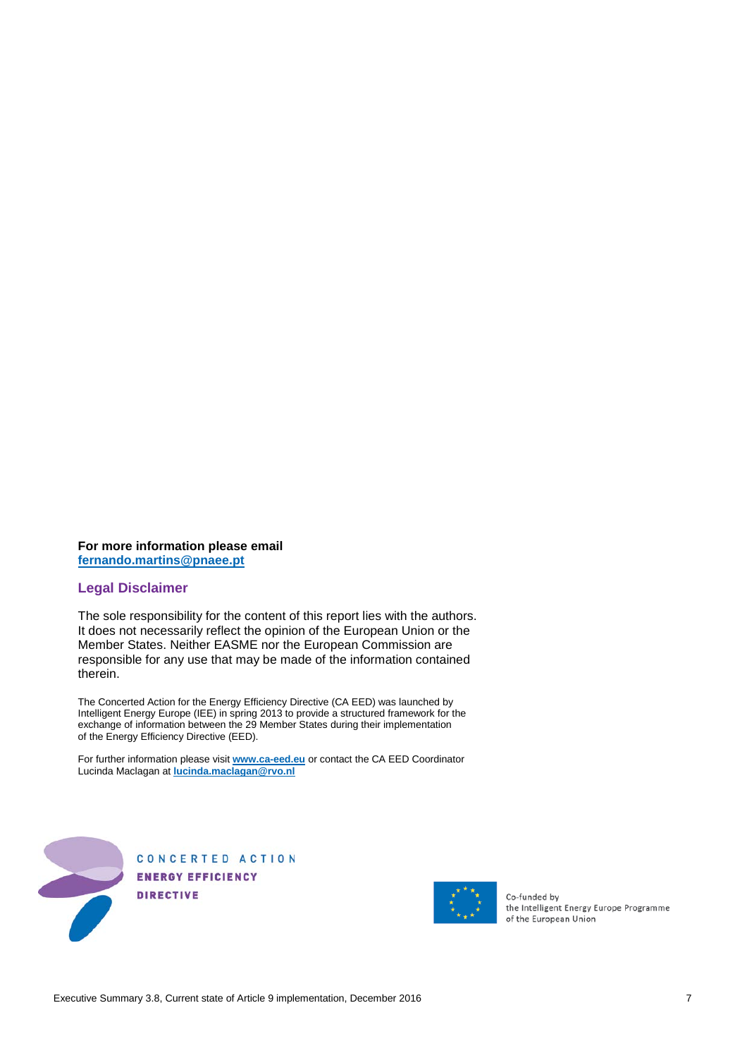**For more information please email**
**fernando.martins@pnaee.pt**

## Legal Disclaimer

The sole responsibility for the content of this report lies with the authors. It does not necessarily reflect the opinion of the European Union or the Member States. Neither EASME nor the European Commission are responsible for any use that may be made of the information contained therein.

The Concerted Action for the Energy Efficiency Directive (CA EED) was launched by Intelligent Energy Europe (IEE) in spring 2013 to provide a structured framework for the exchange of information between the 29 Member States during their implementation of the Energy Efficiency Directive (EED).

For further information please visit **www.ca-eed.eu** or contact the CA EED Coordinator Lucinda Maclagan at **lucinda.maclagan@rvo.nl**

CONCERTED ACTION
ENERGY EFFICIENCY
DIRECTIVE

Co-funded by
the Intelligent Energy Europe Programme
of the European Union